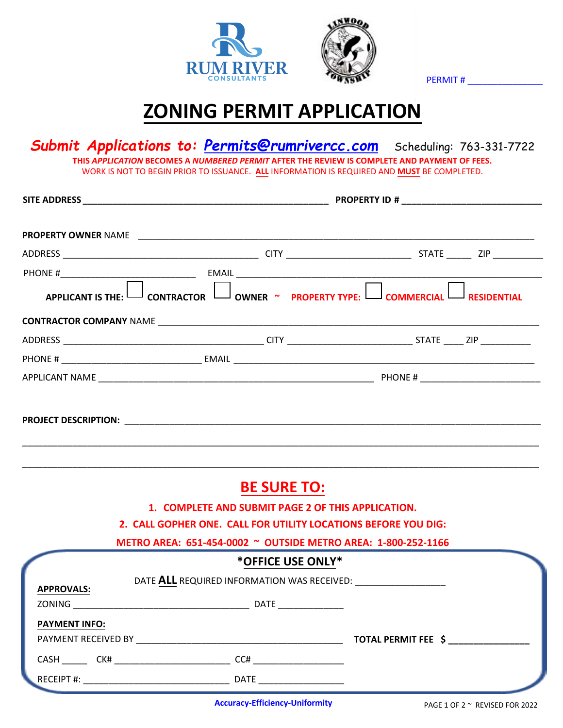RUM RIVER CONSULTANTS

LINWOOD TOWNSHIP

PERMIT # ______________

# ZONING PERMIT APPLICATION

***Submit Applications to: Permits@rumrivercc.com*** Scheduling: 763-331-7722

**THIS *APPLICATION* BECOMES A *NUMBERED PERMIT* AFTER THE REVIEW IS COMPLETE AND PAYMENT OF FEES.**

WORK IS NOT TO BEGIN PRIOR TO ISSUANCE. **ALL** INFORMATION IS REQUIRED AND **MUST** BE COMPLETED.

**SITE ADDRESS** ____________________________________________ **PROPERTY ID #** __________________________

**PROPERTY OWNER** NAME ______________________________________________________________________

ADDRESS ____________________________________ CITY ______________________ STATE _____ ZIP _________

PHONE #________________________ EMAIL _________________________________________________________

**APPLICANT IS THE:** ☐ **CONTRACTOR** ☐ **OWNER** ~ **PROPERTY TYPE:** ☐ **COMMERCIAL** ☐ **RESIDENTIAL**

**CONTRACTOR COMPANY** NAME ___________________________________________________________________

ADDRESS _____________________________________ CITY ______________________ STATE ____ ZIP _________

PHONE # _________________________ EMAIL ___________________________________________________________

APPLICANT NAME ___________________________________________________ PHONE # ______________________

**PROJECT DESCRIPTION:** __________________________________________________________________________

_____________________________________________________________________________________________

_____________________________________________________________________________________________

## BE SURE TO:

**1. COMPLETE AND SUBMIT PAGE 2 OF THIS APPLICATION.**

**2. CALL GOPHER ONE. CALL FOR UTILITY LOCATIONS BEFORE YOU DIG:**

**METRO AREA: 651-454-0002 ~ OUTSIDE METRO AREA: 1-800-252-1166**

**\*OFFICE USE ONLY\***

DATE **ALL** REQUIRED INFORMATION WAS RECEIVED: _________________

**APPROVALS:**

ZONING _________________________________ DATE ____________

**PAYMENT INFO:**

PAYMENT RECEIVED BY ______________________________________ **TOTAL PERMIT FEE $ _______________**

CASH _____ CK# ______________________ CC# _________________

RECEIPT #: ____________________________ DATE _________________

**Accuracy-Efficiency-Uniformity**

REVISED FOR 2022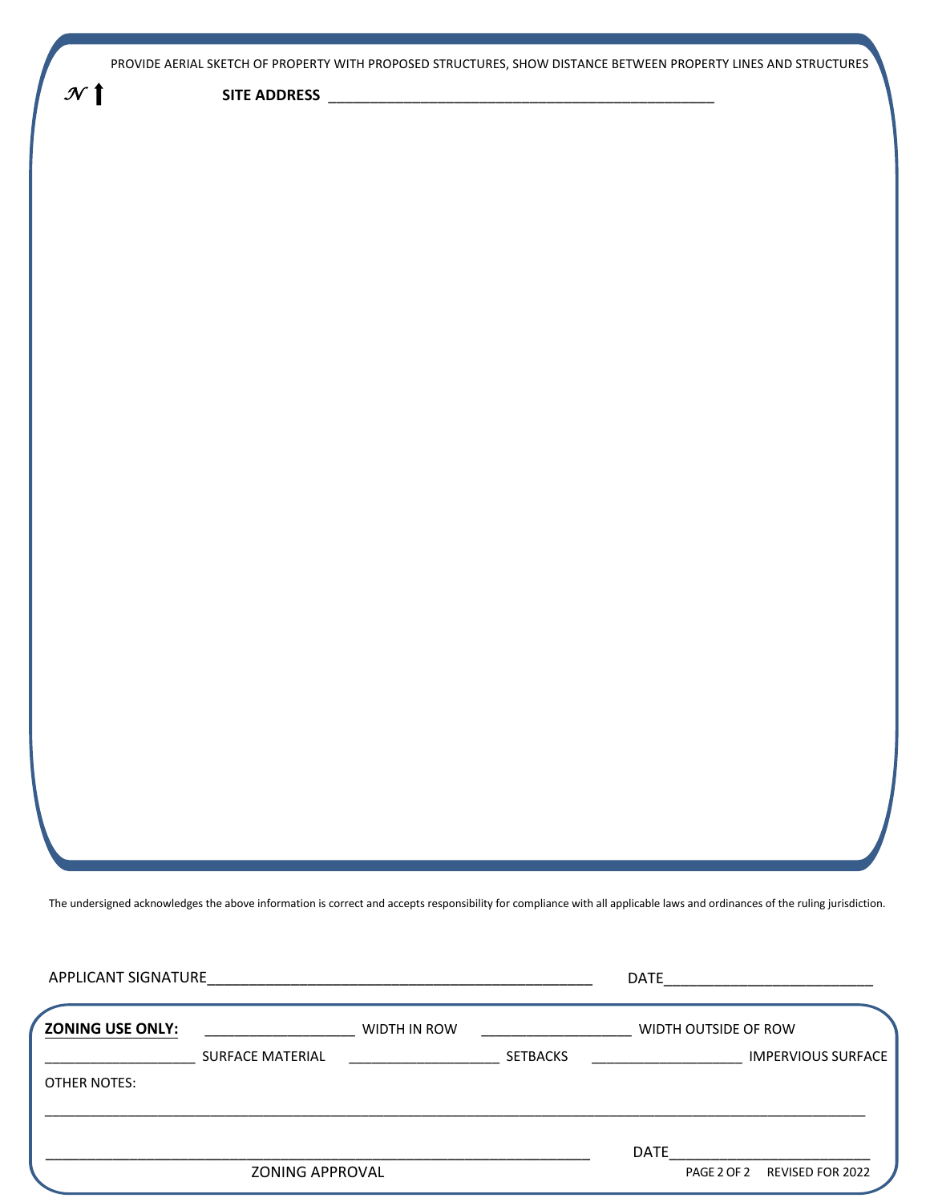PROVIDE AERIAL SKETCH OF PROPERTY WITH PROPOSED STRUCTURES, SHOW DISTANCE BETWEEN PROPERTY LINES AND STRUCTURES

*N* ↑

**SITE ADDRESS** ________________________________________________

The undersigned acknowledges the above information is correct and accepts responsibility for compliance with all applicable laws and ordinances of the ruling jurisdiction.

APPLICANT SIGNATURE________________________________________________ DATE_________________________

**ZONING USE ONLY:** ___________________ WIDTH IN ROW ___________________ WIDTH OUTSIDE OF ROW

___________________ SURFACE MATERIAL ___________________ SETBACKS ___________________ IMPERVIOUS SURFACE

OTHER NOTES:

_____________________________________________________________________________________________________

_____________________________________________________________________ DATE________________________

ZONING APPROVAL

REVISED FOR 2022